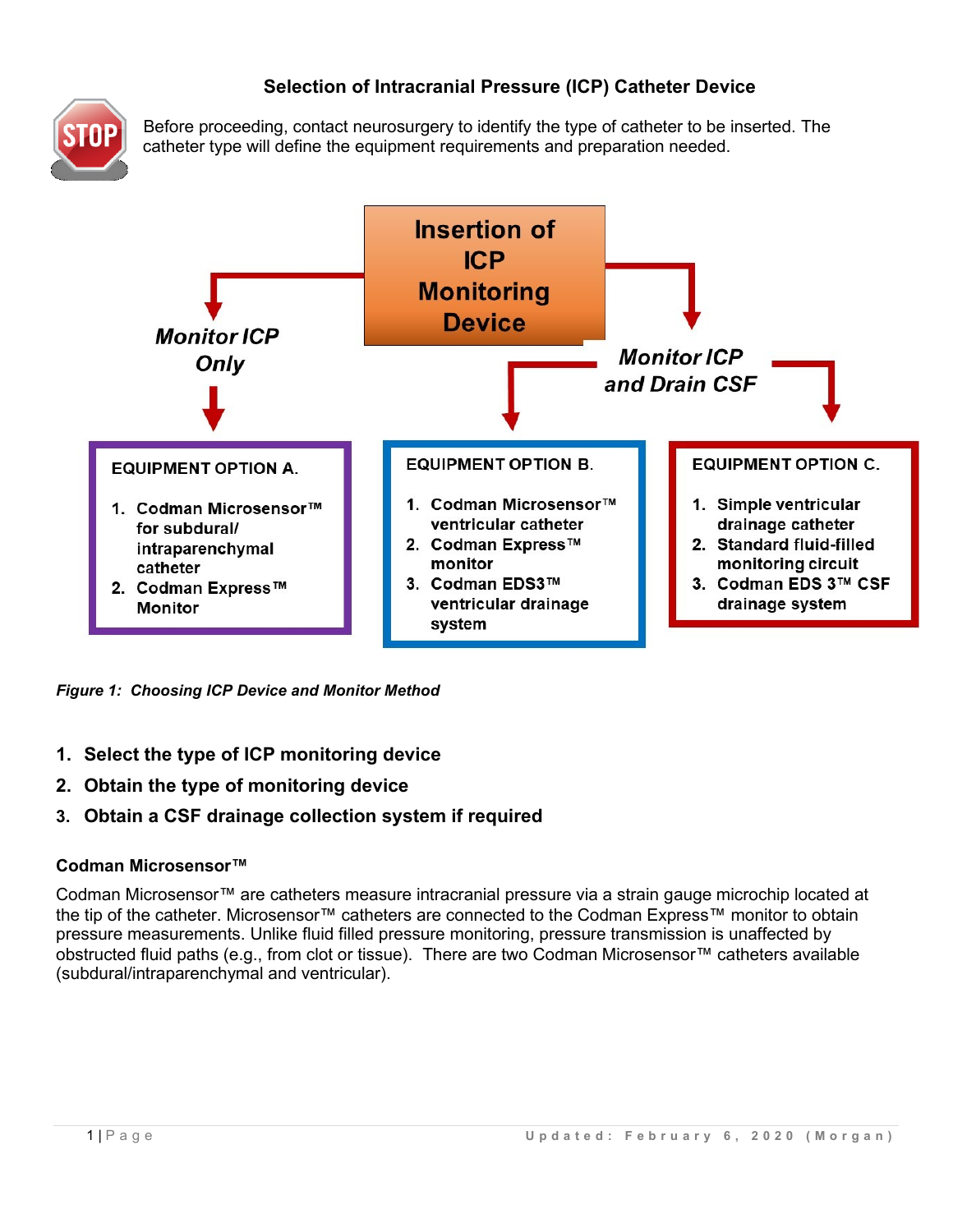## Selection of Intracranial Pressure (ICP) Catheter Device

Before proceeding, contact neurosurgery to identify the type of catheter to be inserted. The catheter type will define the equipment requirements and preparation needed.

**Insertion of ICP Monitoring Device**

***Monitor ICP Only***

**EQUIPMENT OPTION A.**

1. **Codman Microsensor™ for subdural/ intraparenchymal catheter**
2. **Codman Express™ Monitor**

***Monitor ICP and Drain CSF***

**EQUIPMENT OPTION B.**

1. **Codman Microsensor™ ventricular catheter**
2. **Codman Express™ monitor**
3. **Codman EDS3™ ventricular drainage system**

**EQUIPMENT OPTION C.**

1. **Simple ventricular drainage catheter**
2. **Standard fluid-filled monitoring circuit**
3. **Codman EDS 3™ CSF drainage system**

***Figure 1: Choosing ICP Device and Monitor Method***

1. **Select the type of ICP monitoring device**
2. **Obtain the type of monitoring device**
3. **Obtain a CSF drainage collection system if required**

### Codman Microsensor™

Codman Microsensor™ are catheters measure intracranial pressure via a strain gauge microchip located at the tip of the catheter. Microsensor™ catheters are connected to the Codman Express™ monitor to obtain pressure measurements. Unlike fluid filled pressure monitoring, pressure transmission is unaffected by obstructed fluid paths (e.g., from clot or tissue). There are two Codman Microsensor™ catheters available (subdural/intraparenchymal and ventricular).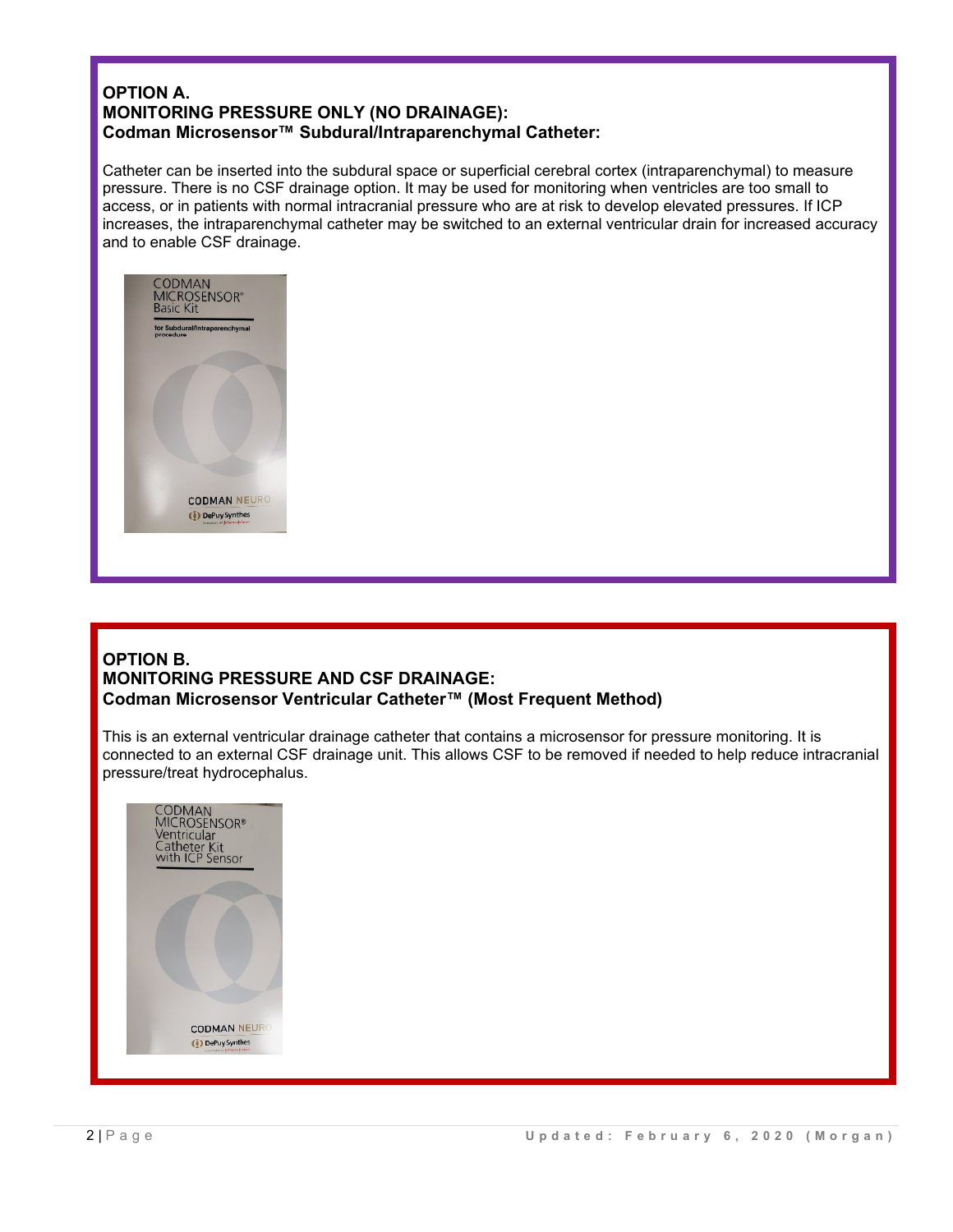**OPTION A.**
**MONITORING PRESSURE ONLY (NO DRAINAGE):**
**Codman Microsensor™ Subdural/Intraparenchymal Catheter:**

Catheter can be inserted into the subdural space or superficial cerebral cortex (intraparenchymal) to measure pressure. There is no CSF drainage option. It may be used for monitoring when ventricles are too small to access, or in patients with normal intracranial pressure who are at risk to develop elevated pressures. If ICP increases, the intraparenchymal catheter may be switched to an external ventricular drain for increased accuracy and to enable CSF drainage.

**OPTION B.**
**MONITORING PRESSURE AND CSF DRAINAGE:**
**Codman Microsensor Ventricular Catheter™ (Most Frequent Method)**

This is an external ventricular drainage catheter that contains a microsensor for pressure monitoring. It is connected to an external CSF drainage unit. This allows CSF to be removed if needed to help reduce intracranial pressure/treat hydrocephalus.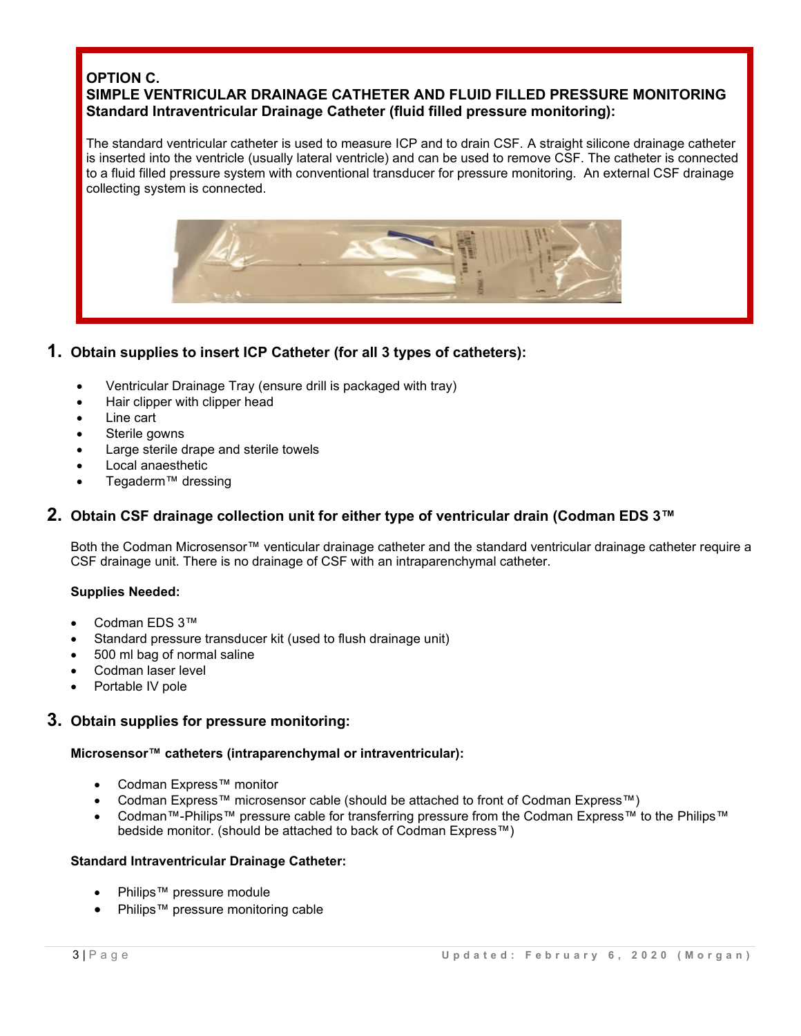**OPTION C.**
**SIMPLE VENTRICULAR DRAINAGE CATHETER AND FLUID FILLED PRESSURE MONITORING**
**Standard Intraventricular Drainage Catheter (fluid filled pressure monitoring):**

The standard ventricular catheter is used to measure ICP and to drain CSF. A straight silicone drainage catheter is inserted into the ventricle (usually lateral ventricle) and can be used to remove CSF. The catheter is connected to a fluid filled pressure system with conventional transducer for pressure monitoring. An external CSF drainage collecting system is connected.

## 1. Obtain supplies to insert ICP Catheter (for all 3 types of catheters):

- Ventricular Drainage Tray (ensure drill is packaged with tray)
- Hair clipper with clipper head
- Line cart
- Sterile gowns
- Large sterile drape and sterile towels
- Local anaesthetic
- Tegaderm™ dressing

## 2. Obtain CSF drainage collection unit for either type of ventricular drain (Codman EDS 3™

Both the Codman Microsensor™ venticular drainage catheter and the standard ventricular drainage catheter require a CSF drainage unit. There is no drainage of CSF with an intraparenchymal catheter.

**Supplies Needed:**

- Codman EDS 3™
- Standard pressure transducer kit (used to flush drainage unit)
- 500 ml bag of normal saline
- Codman laser level
- Portable IV pole

## 3. Obtain supplies for pressure monitoring:

**Microsensor™ catheters (intraparenchymal or intraventricular):**

- Codman Express™ monitor
- Codman Express™ microsensor cable (should be attached to front of Codman Express™)
- Codman™-Philips™ pressure cable for transferring pressure from the Codman Express™ to the Philips™ bedside monitor. (should be attached to back of Codman Express™)

**Standard Intraventricular Drainage Catheter:**

- Philips™ pressure module
- Philips™ pressure monitoring cable